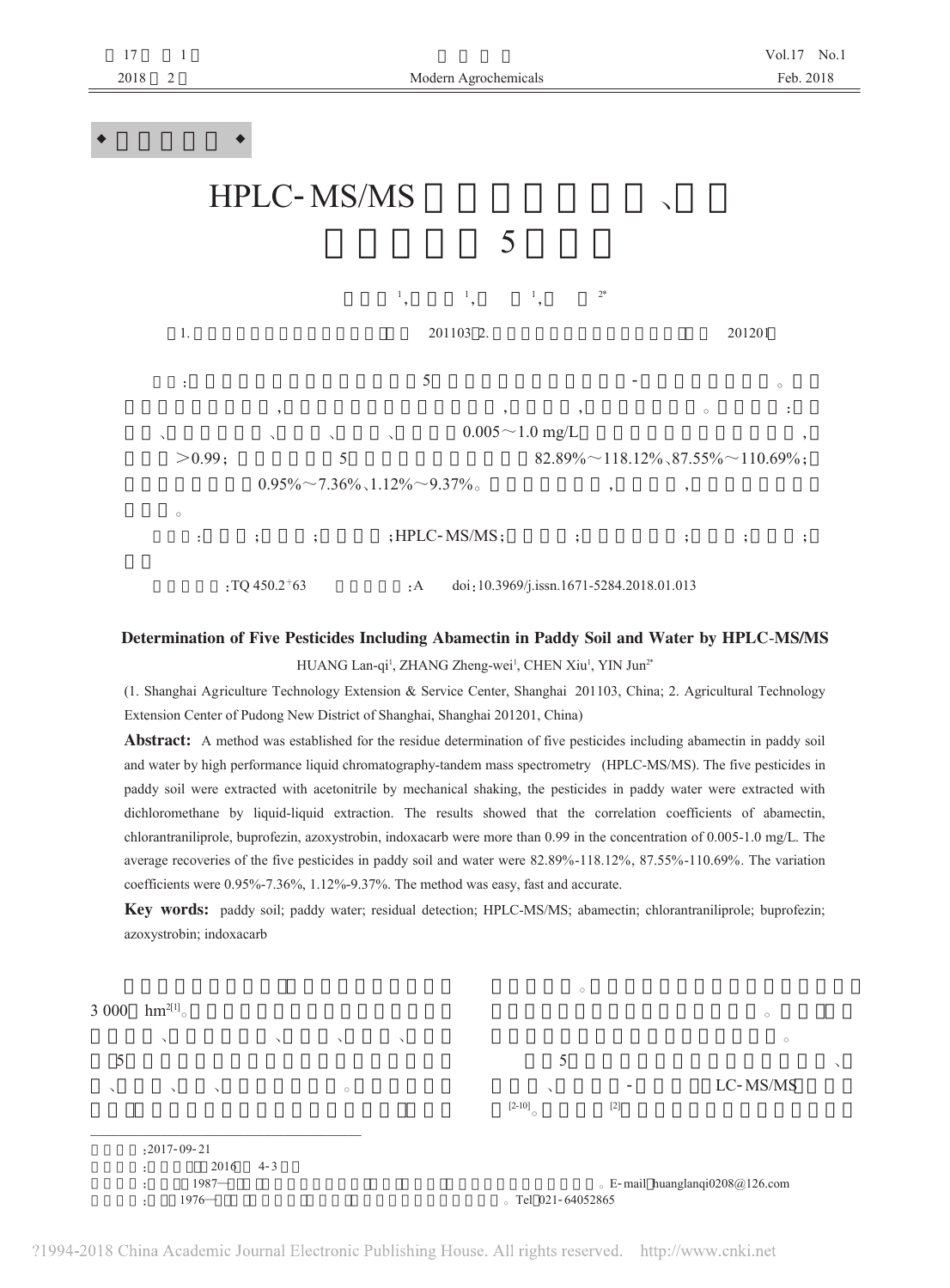# HPLC-MS/MS 、 5

1, 1, 1, 2*

（1. 201103；2. 201201）

: 5 - 。 , , , 。 : 、 、 、 、 0.005～1.0 mg/L , >0.99； 5 82.89%～118.12%、87.55%～110.69%； 0.95%～7.36%、1.12%～9.37%。 , , 。

: ; ; ; HPLC-MS/MS; ; ; ; ;

: TQ 450.2+63 ; A doi: 10.3969/j.issn.1671-5284.2018.01.013

## Determination of Five Pesticides Including Abamectin in Paddy Soil and Water by HPLC-MS/MS

HUANG Lan-qi[1], ZHANG Zheng-wei[1], CHEN Xiu[1], YIN Jun[2*]

(1. Shanghai Agriculture Technology Extension & Service Center, Shanghai 201103, China; 2. Agricultural Technology Extension Center of Pudong New District of Shanghai, Shanghai 201201, China)

**Abstract:** A method was established for the residue determination of five pesticides including abamectin in paddy soil and water by high performance liquid chromatography-tandem mass spectrometry (HPLC-MS/MS). The five pesticides in paddy soil were extracted with acetonitrile by mechanical shaking, the pesticides in paddy water were extracted with dichloromethane by liquid-liquid extraction. The results showed that the correlation coefficients of abamectin, chlorantraniliprole, buprofezin, azoxystrobin, indoxacarb were more than 0.99 in the concentration of 0.005-1.0 mg/L. The average recoveries of the five pesticides in paddy soil and water were 82.89%-118.12%, 87.55%-110.69%. The variation coefficients were 0.95%-7.36%, 1.12%-9.37%. The method was easy, fast and accurate.

**Key words:** paddy soil; paddy water; residual detection; HPLC-MS/MS; abamectin; chlorantraniliprole; buprofezin; azoxystrobin; indoxacarb

3 000 hm[2][1]。 、 、 、 、 5 、 、 、 。

。 。 。 5 、 、 - LC-MS/MS [2-10]。 [2]

---

: 2017-09-21

: 2016 4-3

: 1987— 。E-mail: huanglanqi0208@126.com

: 1976— 。Tel: 021-64052865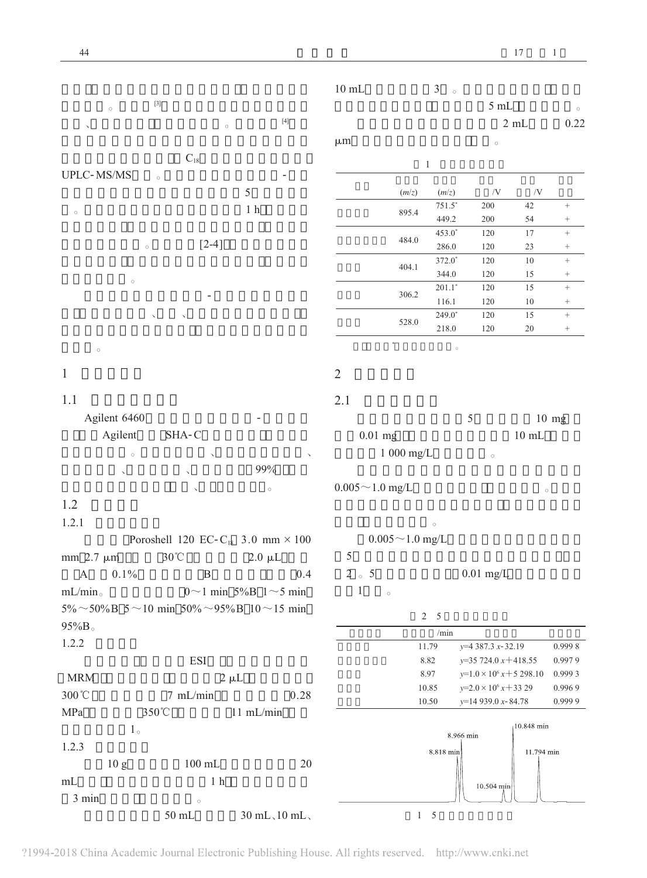。 [3]

、 。 [4]

$C_{18}$

UPLC-MS/MS 。 -

5

。 1 h

。 [2-4]

。

-

、 、

。

## 1

### 1.1

Agilent 6460 -

Agilent SHA-C

。 、 、

、 、 99%

、 。

### 1.2

#### 1.2.1

Poroshell 120 EC-$C_{18}$ 3.0 mm × 100 mm 2.7 μm 30℃ 2.0 μL

A 0.1% B 0.4 mL/min。 0～1 min 5%B 1～5 min 5%～50%B 5～10 min 50%～95%B 10～15 min 95%B。

#### 1.2.2

ESI

MRM 2 μL

300℃ 7 mL/min 0.28 MPa 350℃ 11 mL/min

1。

#### 1.2.3

10 g 100 mL 20 mL 1 h

3 min 。

50 mL 30 mL、10 mL、10 mL 3 。

5 mL 。

2 mL 0.22 μm 。

1

| | (m/z) | (m/z) | /V | /V | |
|---|---|---|---|---|---|
| | 895.4 | 751.5* | 200 | 42 | + |
| | | 449.2 | 200 | 54 | + |
| | 484.0 | 453.0* | 120 | 17 | + |
| | | 286.0 | 120 | 23 | + |
| | 404.1 | 372.0* | 120 | 10 | + |
| | | 344.0 | 120 | 15 | + |
| | 306.2 | 201.1* | 120 | 15 | + |
| | | 116.1 | 120 | 10 | + |
| | 528.0 | 249.0* | 120 | 15 | + |
| | | 218.0 | 120 | 20 | + |

* 。

## 2

### 2.1

5 10 mg 0.01 mg 10 mL 1 000 mg/L 。

0.005～1.0 mg/L 。

。

0.005～1.0 mg/L

5

2 。5 0.01 mg/L

1 。

2 5

| | /min | | |
|---|---|---|---|
| | 11.79 | $y$=4 387.3 $x$-32.19 | 0.999 8 |
| | 8.82 | $y$=35 724.0 $x$+418.55 | 0.997 9 |
| | 8.97 | $y$=1.0×10$^6$ $x$+5 298.10 | 0.999 3 |
| | 10.85 | $y$=2.0×10$^6$ $x$+33 29 | 0.996 9 |
| | 10.50 | $y$=14 939.0 $x$-84.78 | 0.999 9 |

10.848 min
8.966 min
8.818 min
11.794 min
10.504 min

1 5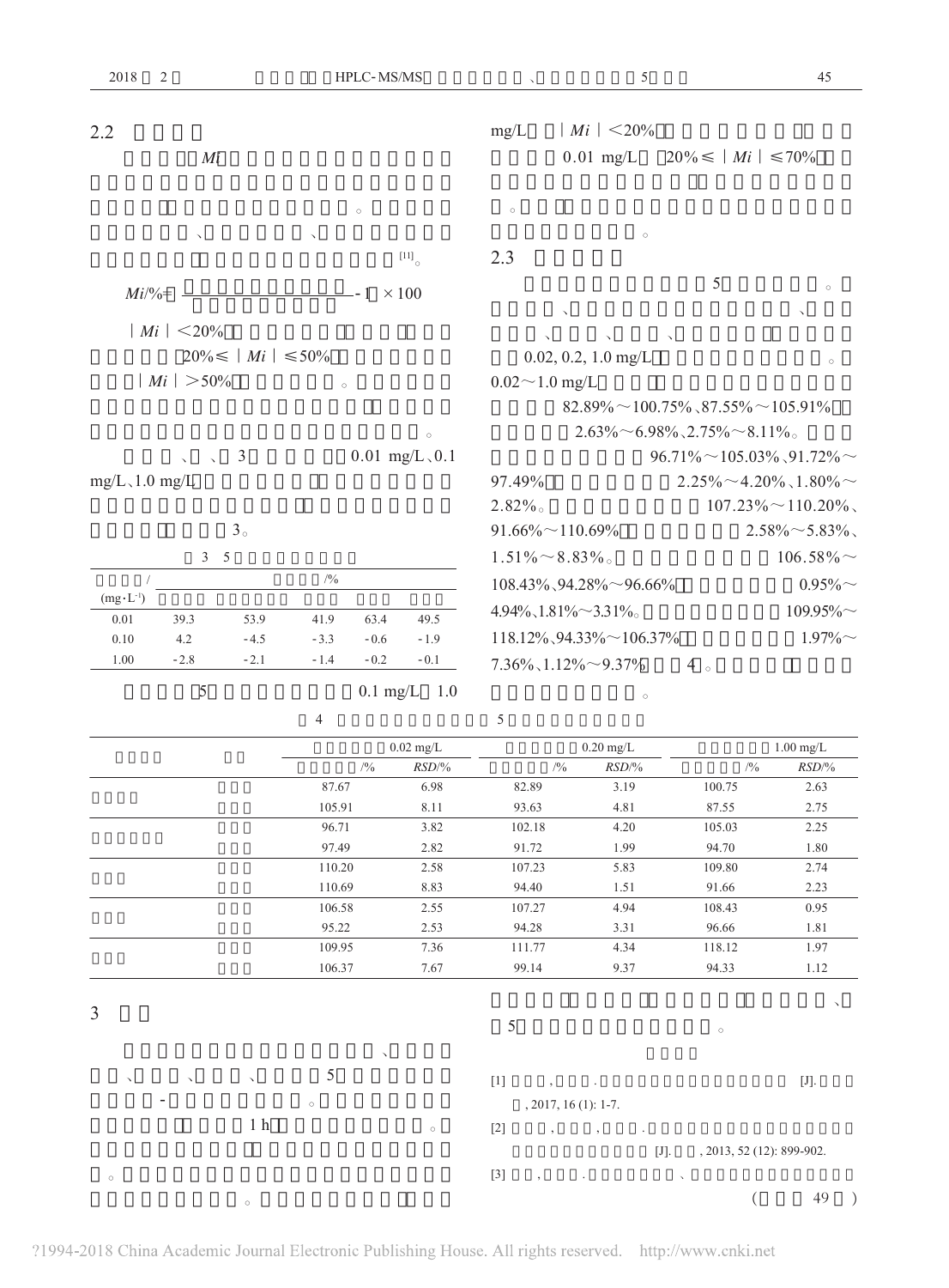## 2.2

*Mi*

。

、 、

[11]。

$$Mi/\% = \left( \frac{\qquad}{\qquad} - 1 \right) \times 100$$

|*Mi*|<20%

20%≤|*Mi*|≤50%

|*Mi*|>50% 。

。

、 、 3 0.01 mg/L、0.1 mg/L、1.0 mg/L

3。

3 5

| / $(mg \cdot L^{-1})$ | /% | | | | |
|---|---|---|---|---|---|
| 0.01 | 39.3 | 53.9 | 41.9 | 63.4 | 49.5 |
| 0.10 | 4.2 | -4.5 | -3.3 | -0.6 | -1.9 |
| 1.00 | -2.8 | -2.1 | -1.4 | -0.2 | -0.1 |

5 0.1 mg/L 1.0 mg/L |*Mi*|<20%

0.01 mg/L 20%≤|*Mi*|≤70%

。

。

## 2.3

5 。

、 、

、 、 、

0.02, 0.2, 1.0 mg/L 。

0.02~1.0 mg/L

82.89%~100.75%、87.55%~105.91%

2.63%~6.98%、2.75%~8.11%。

96.71%~105.03%、91.72%~97.49% 2.25%~4.20%、1.80%~2.82%。 107.23%~110.20%、91.66%~110.69% 2.58%~5.83%、1.51%~8.83%。 106.58%~108.43%、94.28%~96.66% 0.95%~4.94%、1.81%~3.31%。 109.95%~118.12%、94.33%~106.37% 1.97%~7.36%、1.12%~9.37% 4。

。

4 5

| | | 0.02 mg/L | | 0.20 mg/L | | 1.00 mg/L | |
|---|---|---|---|---|---|---|---|
| | | /% | *RSD*/% | /% | *RSD*/% | /% | *RSD*/% |
| | | 87.67 | 6.98 | 82.89 | 3.19 | 100.75 | 2.63 |
| | | 105.91 | 8.11 | 93.63 | 4.81 | 87.55 | 2.75 |
| | | 96.71 | 3.82 | 102.18 | 4.20 | 105.03 | 2.25 |
| | | 97.49 | 2.82 | 91.72 | 1.99 | 94.70 | 1.80 |
| | | 110.20 | 2.58 | 107.23 | 5.83 | 109.80 | 2.74 |
| | | 110.69 | 8.83 | 94.40 | 1.51 | 91.66 | 2.23 |
| | | 106.58 | 2.55 | 107.27 | 4.94 | 108.43 | 0.95 |
| | | 95.22 | 2.53 | 94.28 | 3.31 | 96.66 | 1.81 |
| | | 109.95 | 7.36 | 111.77 | 4.34 | 118.12 | 1.97 |
| | | 106.37 | 7.67 | 99.14 | 9.37 | 94.33 | 1.12 |

## 3

、

、 、 、 、 5

- 。

1 h 。

。

。

、

5 。

[1] , . [J]. , 2017, 16 (1): 1-7.

[2] , , . [J]. , 2013, 52 (12): 899-902.

[3] , . 、

( 49 )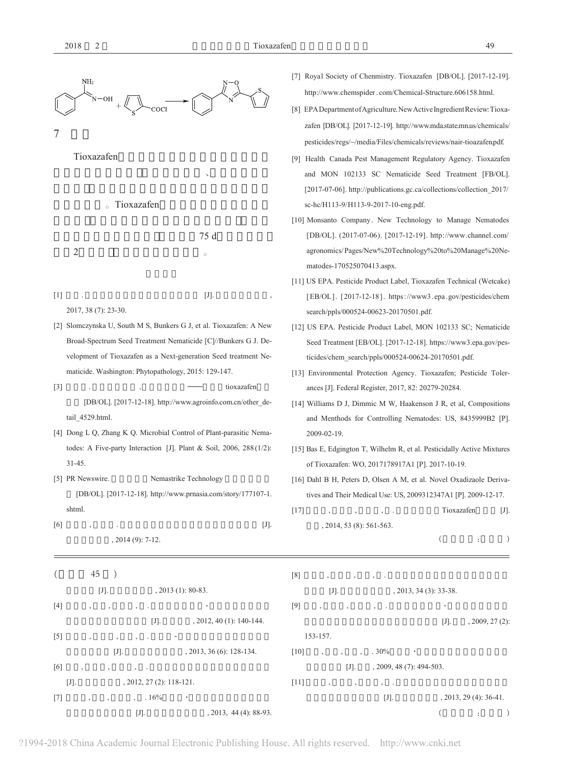NH2 N−OH + COCl → N−O N S

7

Tioxazafen ，、。Tioxazafen 75 d 2 。

[1] . [J]. , 2017, 38 (7): 23-30.

[2] Slomczynska U, South M S, Bunkers G J, et al. Tioxazafen: A New Broad-Spectrum Seed Treatment Nematicide [C]//Bunkers G J. Development of Tioxazafen as a Next-generation Seed treatment Nematicide. Washington: Phytopathology, 2015: 129-147.

[3] . 、 —— tioxazafen [DB/OL]. [2017-12-18]. http://www.agroinfo.com.cn/other_detail_4529.html.

[4] Dong L Q, Zhang K Q. Microbial Control of Plant-parasitic Nematodes: A Five-party Interaction [J]. Plant & Soil, 2006, 288 (1/2): 31-45.

[5] PR Newswire. Nemastrike Technology [DB/OL]. [2017-12-18]. http://www.prnasia.com/story/177107-1.shtml.

[6] , . [J]. , 2014 (9): 7-12.

[7] Roya1 Society of Chenmistry. Tioxazafen [DB/OL]. [2017-12-19]. http://www.chemspider.com/Chemical-Structure.606158.html.

[8] EPA Department of Agriculture. New Active Ingredient Review: Tioxazafen [DB/OL]. [2017-12-19]. http://www.mda.state.mn.us/chemicals/pesticides/regs/~/media/Files/chemicals/reviews/nair-tioxazafen.pdf.

[9] Health Canada Pest Management Regulatory Agency. Tioxazafen and MON 102133 SC Nematicide Seed Treatment [FB/OL]. [2017-07-06]. http://publications.gc.ca/collections/collection_2017/sc-hc/H113-9/H113-9-2017-10-eng.pdf.

[10] Monsanto Company. New Technology to Manage Nematodes [DB/OL]. (2017-07-06). [2017-12-19]. http://www.channel.com/agronomics/Pages/New%20Technology%20to%20Manage%20Nematodes-170525070413.aspx.

[11] US EPA. Pesticide Product Label, Tioxazafen Technical (Wetcake) [EB/OL]. [2017-12-18]. https://www3.epa.gov/pesticides/chem search/ppls/000524-00623-20170501.pdf.

[12] US EPA. Pesticide Product Label, MON 102133 SC; Nematicide Seed Treatment [EB/OL]. [2017-12-18]. https://www3.epa.gov/pesticides/chem_search/ppls/000524-00624-20170501.pdf.

[13] Environmental Protection Agency. Tioxazafen; Pesticide Tolerances [J]. Federal Register, 2017, 82: 20279-20284.

[14] Williams D J, Dimmic M W, Haakenson J R, et al, Compositions and Menthods for Controlling Nematodes: US, 8435999B2 [P]. 2009-02-19.

[15] Bas E, Edgington T, Wilhelm R, et al. Pesticidally Active Mixtures of Tioxazafen: WO, 2017178917A1 [P]. 2017-10-19.

[16] Dahl B H, Peters D, Olsen A M, et al. Novel Oxadizaole Derivatives and Their Medical Use: US, 2009312347A1 [P]. 2009-12-17.

[17] , , , . Tioxazafen [J]. , 2014, 53 (8): 561-563.

( : )

---

( 45 )

[J]. , 2013 (1): 80-83.

[4] , , , . - [J]. , 2012, 40 (1): 140-144.

[5] , , , . - [J]. , 2013, 36 (6): 128-134.

[6] , , , . [J]. , 2012, 27 (2): 118-121.

[7] , , , . 16% · [J]. , 2013, 44 (4): 88-93.

[8] , , , . [J]. , 2013, 34 (3): 33-38.

[9] , , , . - [J]. , 2009, 27 (2): 153-157.

[10] , , , . 30% · [J]. , 2009, 48 (7): 494-503.

[11] , , , . [J]. , 2013, 29 (4): 36-41.

( : )